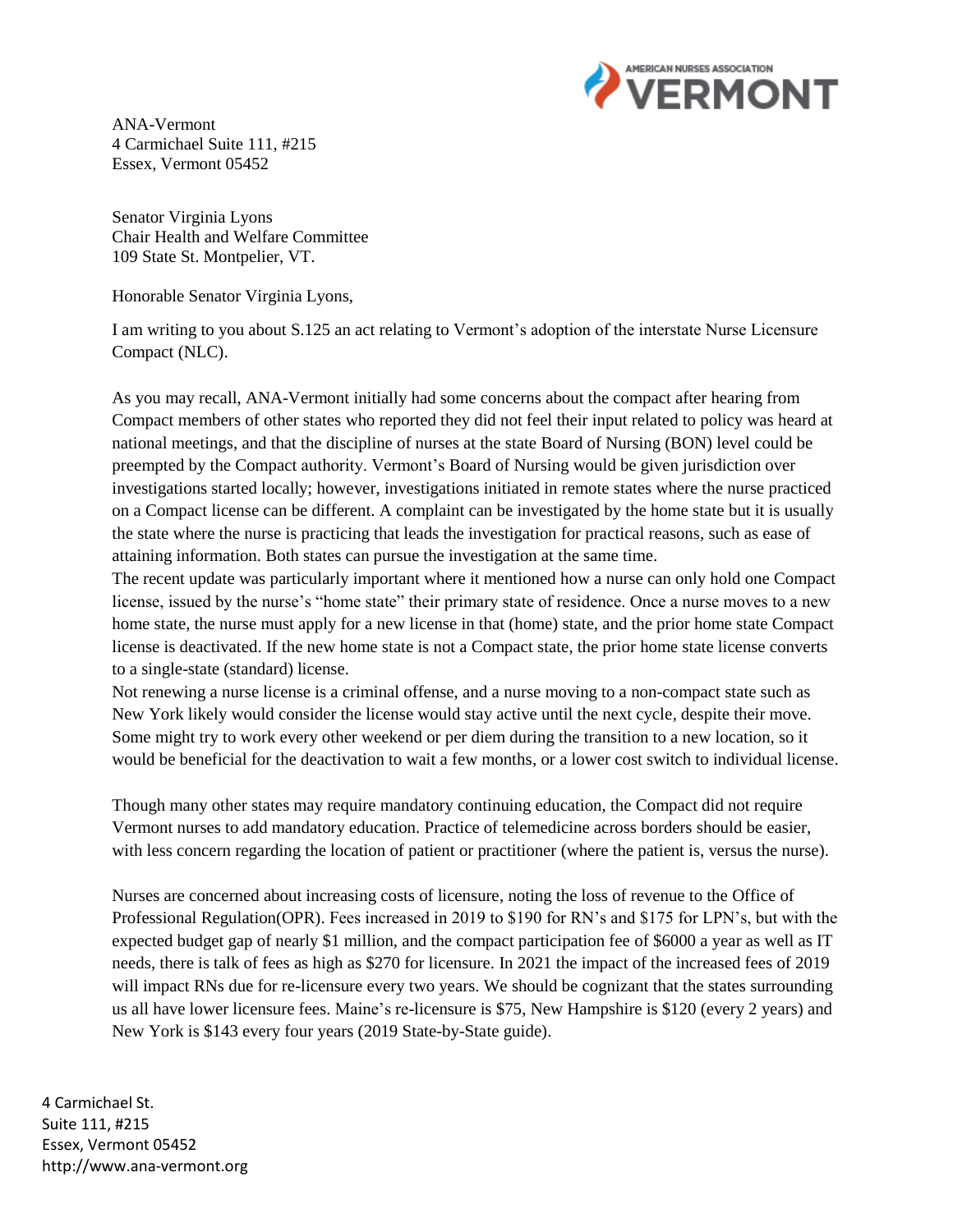ANA-Vermont
4 Carmichael Suite 111, #215
Essex, Vermont 05452

Senator Virginia Lyons
Chair Health and Welfare Committee
109 State St. Montpelier, VT.

Honorable Senator Virginia Lyons,

I am writing to you about S.125 an act relating to Vermont's adoption of the interstate Nurse Licensure Compact (NLC).

As you may recall, ANA-Vermont initially had some concerns about the compact after hearing from Compact members of other states who reported they did not feel their input related to policy was heard at national meetings, and that the discipline of nurses at the state Board of Nursing (BON) level could be preempted by the Compact authority. Vermont's Board of Nursing would be given jurisdiction over investigations started locally; however, investigations initiated in remote states where the nurse practiced on a Compact license can be different. A complaint can be investigated by the home state but it is usually the state where the nurse is practicing that leads the investigation for practical reasons, such as ease of attaining information. Both states can pursue the investigation at the same time.

The recent update was particularly important where it mentioned how a nurse can only hold one Compact license, issued by the nurse's "home state" their primary state of residence. Once a nurse moves to a new home state, the nurse must apply for a new license in that (home) state, and the prior home state Compact license is deactivated. If the new home state is not a Compact state, the prior home state license converts to a single-state (standard) license.

Not renewing a nurse license is a criminal offense, and a nurse moving to a non-compact state such as New York likely would consider the license would stay active until the next cycle, despite their move. Some might try to work every other weekend or per diem during the transition to a new location, so it would be beneficial for the deactivation to wait a few months, or a lower cost switch to individual license.

Though many other states may require mandatory continuing education, the Compact did not require Vermont nurses to add mandatory education. Practice of telemedicine across borders should be easier, with less concern regarding the location of patient or practitioner (where the patient is, versus the nurse).

Nurses are concerned about increasing costs of licensure, noting the loss of revenue to the Office of Professional Regulation(OPR). Fees increased in 2019 to $190 for RN's and $175 for LPN's, but with the expected budget gap of nearly $1 million, and the compact participation fee of $6000 a year as well as IT needs, there is talk of fees as high as $270 for licensure. In 2021 the impact of the increased fees of 2019 will impact RNs due for re-licensure every two years. We should be cognizant that the states surrounding us all have lower licensure fees. Maine's re-licensure is $75, New Hampshire is $120 (every 2 years) and New York is $143 every four years (2019 State-by-State guide).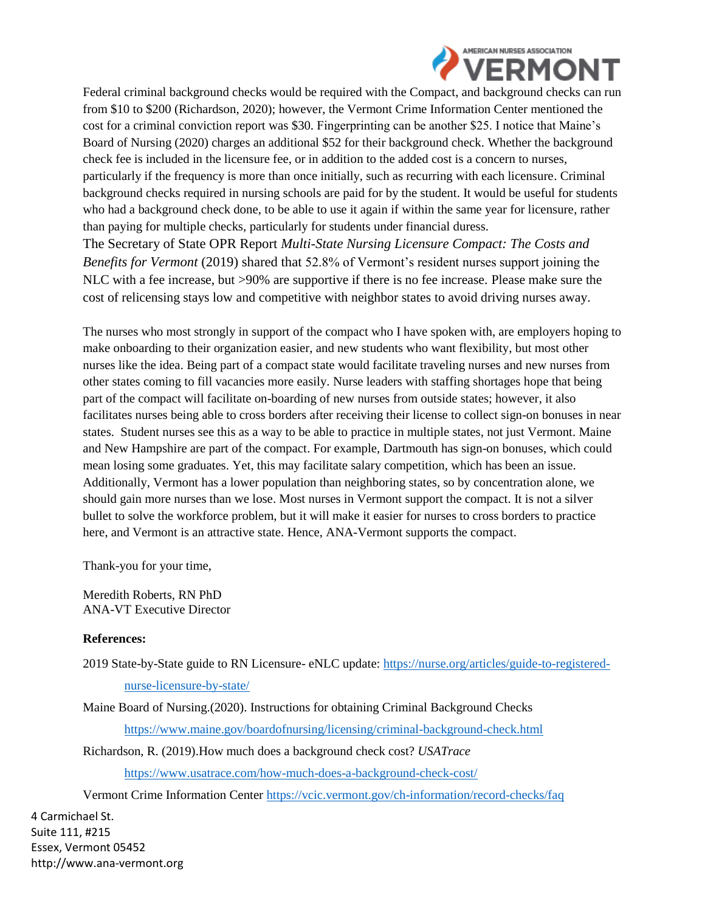Federal criminal background checks would be required with the Compact, and background checks can run from $10 to $200 (Richardson, 2020); however, the Vermont Crime Information Center mentioned the cost for a criminal conviction report was $30. Fingerprinting can be another $25. I notice that Maine's Board of Nursing (2020) charges an additional $52 for their background check. Whether the background check fee is included in the licensure fee, or in addition to the added cost is a concern to nurses, particularly if the frequency is more than once initially, such as recurring with each licensure. Criminal background checks required in nursing schools are paid for by the student. It would be useful for students who had a background check done, to be able to use it again if within the same year for licensure, rather than paying for multiple checks, particularly for students under financial duress.

The Secretary of State OPR Report *Multi-State Nursing Licensure Compact: The Costs and Benefits for Vermont* (2019) shared that 52.8% of Vermont's resident nurses support joining the NLC with a fee increase, but >90% are supportive if there is no fee increase. Please make sure the cost of relicensing stays low and competitive with neighbor states to avoid driving nurses away.

The nurses who most strongly in support of the compact who I have spoken with, are employers hoping to make onboarding to their organization easier, and new students who want flexibility, but most other nurses like the idea. Being part of a compact state would facilitate traveling nurses and new nurses from other states coming to fill vacancies more easily. Nurse leaders with staffing shortages hope that being part of the compact will facilitate on-boarding of new nurses from outside states; however, it also facilitates nurses being able to cross borders after receiving their license to collect sign-on bonuses in near states. Student nurses see this as a way to be able to practice in multiple states, not just Vermont. Maine and New Hampshire are part of the compact. For example, Dartmouth has sign-on bonuses, which could mean losing some graduates. Yet, this may facilitate salary competition, which has been an issue. Additionally, Vermont has a lower population than neighboring states, so by concentration alone, we should gain more nurses than we lose. Most nurses in Vermont support the compact. It is not a silver bullet to solve the workforce problem, but it will make it easier for nurses to cross borders to practice here, and Vermont is an attractive state. Hence, ANA-Vermont supports the compact.

Thank-you for your time,

Meredith Roberts, RN PhD
ANA-VT Executive Director

**References:**

2019 State-by-State guide to RN Licensure- eNLC update: https://nurse.org/articles/guide-to-registered-nurse-licensure-by-state/

Maine Board of Nursing.(2020). Instructions for obtaining Criminal Background Checks https://www.maine.gov/boardofnursing/licensing/criminal-background-check.html

Richardson, R. (2019).How much does a background check cost? *USATrace* https://www.usatrace.com/how-much-does-a-background-check-cost/

Vermont Crime Information Center https://vcic.vermont.gov/ch-information/record-checks/faq

4 Carmichael St.
Suite 111, #215
Essex, Vermont 05452
http://www.ana-vermont.org